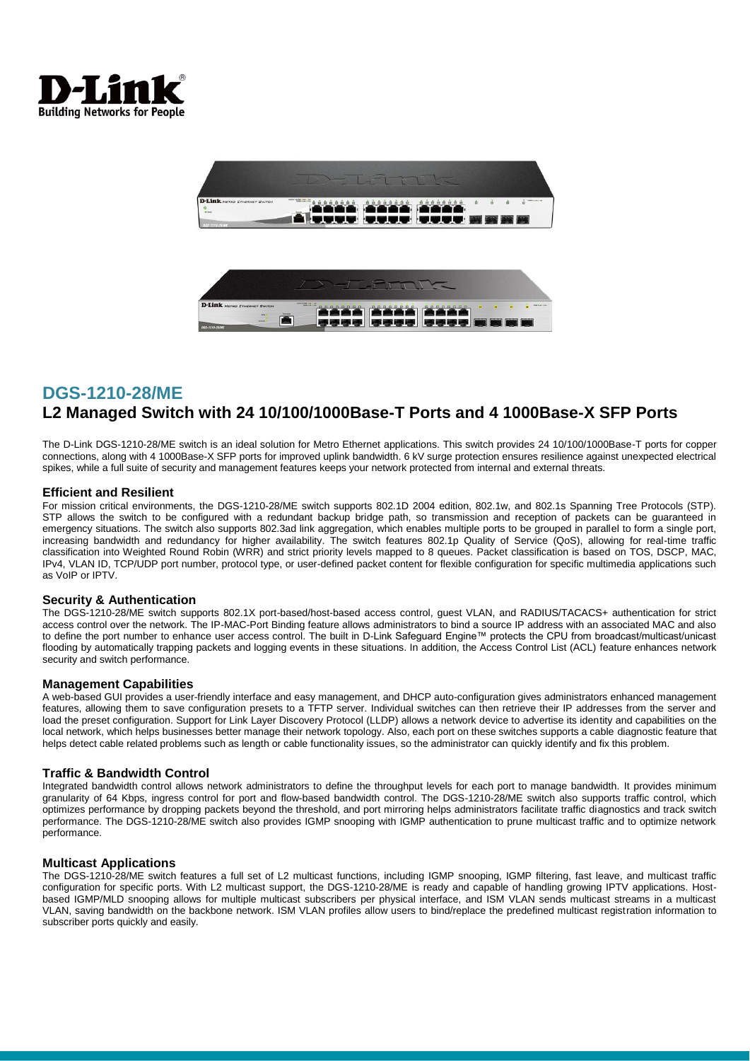## DGS-1210-28/ME

## L2 Managed Switch with 24 10/100/1000Base-T Ports and 4 1000Base-X SFP Ports

The D-Link DGS-1210-28/ME switch is an ideal solution for Metro Ethernet applications. This switch provides 24 10/100/1000Base-T ports for copper connections, along with 4 1000Base-X SFP ports for improved uplink bandwidth. 6 kV surge protection ensures resilience against unexpected electrical spikes, while a full suite of security and management features keeps your network protected from internal and external threats.

### Efficient and Resilient

For mission critical environments, the DGS-1210-28/ME switch supports 802.1D 2004 edition, 802.1w, and 802.1s Spanning Tree Protocols (STP). STP allows the switch to be configured with a redundant backup bridge path, so transmission and reception of packets can be guaranteed in emergency situations. The switch also supports 802.3ad link aggregation, which enables multiple ports to be grouped in parallel to form a single port, increasing bandwidth and redundancy for higher availability. The switch features 802.1p Quality of Service (QoS), allowing for real-time traffic classification into Weighted Round Robin (WRR) and strict priority levels mapped to 8 queues. Packet classification is based on TOS, DSCP, MAC, IPv4, VLAN ID, TCP/UDP port number, protocol type, or user-defined packet content for flexible configuration for specific multimedia applications such as VoIP or IPTV.

### Security & Authentication

The DGS-1210-28/ME switch supports 802.1X port-based/host-based access control, guest VLAN, and RADIUS/TACACS+ authentication for strict access control over the network. The IP-MAC-Port Binding feature allows administrators to bind a source IP address with an associated MAC and also to define the port number to enhance user access control. The built in D-Link Safeguard Engine™ protects the CPU from broadcast/multicast/unicast flooding by automatically trapping packets and logging events in these situations. In addition, the Access Control List (ACL) feature enhances network security and switch performance.

### Management Capabilities

A web-based GUI provides a user-friendly interface and easy management, and DHCP auto-configuration gives administrators enhanced management features, allowing them to save configuration presets to a TFTP server. Individual switches can then retrieve their IP addresses from the server and load the preset configuration. Support for Link Layer Discovery Protocol (LLDP) allows a network device to advertise its identity and capabilities on the local network, which helps businesses better manage their network topology. Also, each port on these switches supports a cable diagnostic feature that helps detect cable related problems such as length or cable functionality issues, so the administrator can quickly identify and fix this problem.

### Traffic & Bandwidth Control

Integrated bandwidth control allows network administrators to define the throughput levels for each port to manage bandwidth. It provides minimum granularity of 64 Kbps, ingress control for port and flow-based bandwidth control. The DGS-1210-28/ME switch also supports traffic control, which optimizes performance by dropping packets beyond the threshold, and port mirroring helps administrators facilitate traffic diagnostics and track switch performance. The DGS-1210-28/ME switch also provides IGMP snooping with IGMP authentication to prune multicast traffic and to optimize network performance.

### Multicast Applications

The DGS-1210-28/ME switch features a full set of L2 multicast functions, including IGMP snooping, IGMP filtering, fast leave, and multicast traffic configuration for specific ports. With L2 multicast support, the DGS-1210-28/ME is ready and capable of handling growing IPTV applications. Host-based IGMP/MLD snooping allows for multiple multicast subscribers per physical interface, and ISM VLAN sends multicast streams in a multicast VLAN, saving bandwidth on the backbone network. ISM VLAN profiles allow users to bind/replace the predefined multicast registration information to subscriber ports quickly and easily.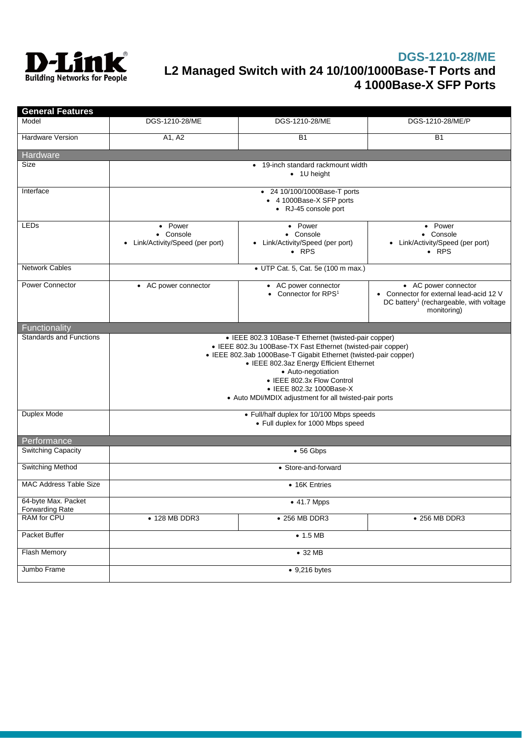# DGS-1210-28/ME

## L2 Managed Switch with 24 10/100/1000Base-T Ports and 4 1000Base-X SFP Ports

| General Features | | | |
|---|---|---|---|
| Model | DGS-1210-28/ME | DGS-1210-28/ME | DGS-1210-28/ME/P |
| Hardware Version | A1, A2 | B1 | B1 |
| **Hardware** | | | |
| Size | • 19-inch standard rackmount width<br>• 1U height | | |
| Interface | • 24 10/100/1000Base-T ports<br>• 4 1000Base-X SFP ports<br>• RJ-45 console port | | |
| LEDs | • Power<br>• Console<br>• Link/Activity/Speed (per port) | • Power<br>• Console<br>• Link/Activity/Speed (per port)<br>• RPS | • Power<br>• Console<br>• Link/Activity/Speed (per port)<br>• RPS |
| Network Cables | • UTP Cat. 5, Cat. 5e (100 m max.) | | |
| Power Connector | • AC power connector | • AC power connector<br>• Connector for RPS[1] | • AC power connector<br>• Connector for external lead-acid 12 V DC battery[1] (rechargeable, with voltage monitoring) |
| **Functionality** | | | |
| Standards and Functions | • IEEE 802.3 10Base-T Ethernet (twisted-pair copper)<br>• IEEE 802.3u 100Base-TX Fast Ethernet (twisted-pair copper)<br>• IEEE 802.3ab 1000Base-T Gigabit Ethernet (twisted-pair copper)<br>• IEEE 802.3az Energy Efficient Ethernet<br>• Auto-negotiation<br>• IEEE 802.3x Flow Control<br>• IEEE 802.3z 1000Base-X<br>• Auto MDI/MDIX adjustment for all twisted-pair ports | | |
| Duplex Mode | • Full/half duplex for 10/100 Mbps speeds<br>• Full duplex for 1000 Mbps speed | | |
| **Performance** | | | |
| Switching Capacity | • 56 Gbps | | |
| Switching Method | • Store-and-forward | | |
| MAC Address Table Size | • 16K Entries | | |
| 64-byte Max. Packet Forwarding Rate | • 41.7 Mpps | | |
| RAM for CPU | • 128 MB DDR3 | • 256 MB DDR3 | • 256 MB DDR3 |
| Packet Buffer | • 1.5 MB | | |
| Flash Memory | • 32 MB | | |
| Jumbo Frame | • 9,216 bytes | | |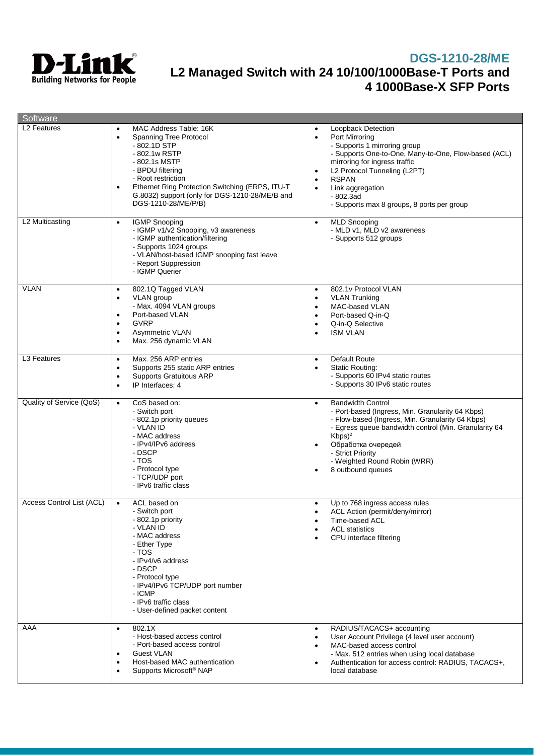# DGS-1210-28/ME

## L2 Managed Switch with 24 10/100/1000Base-T Ports and 4 1000Base-X SFP Ports

| Software | | |
|---|---|---|
| L2 Features | • MAC Address Table: 16K<br>• Spanning Tree Protocol<br>- 802.1D STP<br>- 802.1w RSTP<br>- 802.1s MSTP<br>- BPDU filtering<br>- Root restriction<br>• Ethernet Ring Protection Switching (ERPS, ITU-T G.8032) support (only for DGS-1210-28/ME/B and DGS-1210-28/ME/P/B) | • Loopback Detection<br>• Port Mirroring<br>- Supports 1 mirroring group<br>- Supports One-to-One, Many-to-One, Flow-based (ACL) mirroring for ingress traffic<br>• L2 Protocol Tunneling (L2PT)<br>• RSPAN<br>• Link aggregation<br>- 802.3ad<br>- Supports max 8 groups, 8 ports per group |
| L2 Multicasting | • IGMP Snooping<br>- IGMP v1/v2 Snooping, v3 awareness<br>- IGMP authentication/filtering<br>- Supports 1024 groups<br>- VLAN/host-based IGMP snooping fast leave<br>- Report Suppression<br>- IGMP Querier | • MLD Snooping<br>- MLD v1, MLD v2 awareness<br>- Supports 512 groups |
| VLAN | • 802.1Q Tagged VLAN<br>• VLAN group<br>- Max. 4094 VLAN groups<br>• Port-based VLAN<br>• GVRP<br>• Asymmetric VLAN<br>• Max. 256 dynamic VLAN | • 802.1v Protocol VLAN<br>• VLAN Trunking<br>• MAC-based VLAN<br>• Port-based Q-in-Q<br>• Q-in-Q Selective<br>• ISM VLAN |
| L3 Features | • Max. 256 ARP entries<br>• Supports 255 static ARP entries<br>• Supports Gratuitous ARP<br>• IP Interfaces: 4 | • Default Route<br>• Static Routing:<br>- Supports 60 IPv4 static routes<br>- Supports 30 IPv6 static routes |
| Quality of Service (QoS) | • CoS based on:<br>- Switch port<br>- 802.1p priority queues<br>- VLAN ID<br>- MAC address<br>- IPv4/IPv6 address<br>- DSCP<br>- TOS<br>- Protocol type<br>- TCP/UDP port<br>- IPv6 traffic class | • Bandwidth Control<br>- Port-based (Ingress, Min. Granularity 64 Kbps)<br>- Flow-based (Ingress, Min. Granularity 64 Kbps)<br>- Egress queue bandwidth control (Min. Granularity 64 Kbps)[2]<br>• Обработка очередей<br>- Strict Priority<br>- Weighted Round Robin (WRR)<br>• 8 outbound queues |
| Access Control List (ACL) | • ACL based on<br>- Switch port<br>- 802.1p priority<br>- VLAN ID<br>- MAC address<br>- Ether Type<br>- TOS<br>- IPv4/v6 address<br>- DSCP<br>- Protocol type<br>- IPv4/IPv6 TCP/UDP port number<br>- ICMP<br>- IPv6 traffic class<br>- User-defined packet content | • Up to 768 ingress access rules<br>• ACL Action (permit/deny/mirror)<br>• Time-based ACL<br>• ACL statistics<br>• CPU interface filtering |
| AAA | • 802.1X<br>- Host-based access control<br>- Port-based access control<br>• Guest VLAN<br>• Host-based MAC authentication<br>• Supports Microsoft® NAP | • RADIUS/TACACS+ accounting<br>• User Account Privilege (4 level user account)<br>• MAC-based access control<br>- Max. 512 entries when using local database<br>• Authentication for access control: RADIUS, TACACS+, local database |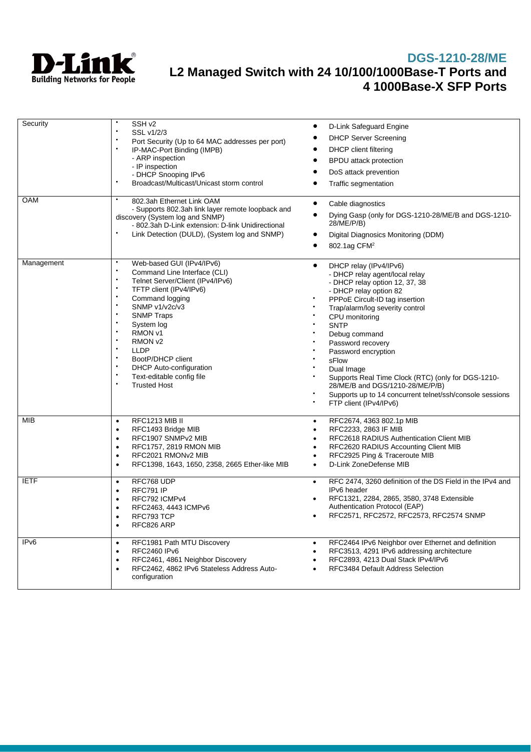# DGS-1210-28/ME

## L2 Managed Switch with 24 10/100/1000Base-T Ports and 4 1000Base-X SFP Ports

| | | |
|---|---|---|
| Security | • SSH v2<br>• SSL v1/2/3<br>• Port Security (Up to 64 MAC addresses per port)<br>• IP-MAC-Port Binding (IMPB)<br>- ARP inspection<br>- IP inspection<br>- DHCP Snooping IPv6<br>• Broadcast/Multicast/Unicast storm control | • D-Link Safeguard Engine<br>• DHCP Server Screening<br>• DHCP client filtering<br>• BPDU attack protection<br>• DoS attack prevention<br>• Traffic segmentation |
| OAM | • 802.3ah Ethernet Link OAM<br>- Supports 802.3ah link layer remote loopback and discovery (System log and SNMP)<br>- 802.3ah D-Link extension: D-link Unidirectional<br>• Link Detection (DULD), (System log and SNMP) | • Cable diagnostics<br>• Dying Gasp (only for DGS-1210-28/ME/B and DGS-1210-28/ME/P/B)<br>• Digital Diagnosics Monitoring (DDM)<br>• 802.1ag CFM[2] |
| Management | • Web-based GUI (IPv4/IPv6)<br>• Command Line Interface (CLI)<br>• Telnet Server/Client (IPv4/IPv6)<br>• TFTP client (IPv4/IPv6)<br>• Command logging<br>• SNMP v1/v2c/v3<br>• SNMP Traps<br>• System log<br>• RMON v1<br>• RMON v2<br>• LLDP<br>• BootP/DHCP client<br>• DHCP Auto-configuration<br>• Text-editable config file<br>• Trusted Host | • DHCP relay (IPv4/IPv6)<br>- DHCP relay agent/local relay<br>- DHCP relay option 12, 37, 38<br>- DHCP relay option 82<br>• PPPoE Circuit-ID tag insertion<br>• Trap/alarm/log severity control<br>• CPU monitoring<br>• SNTP<br>• Debug command<br>• Password recovery<br>• Password encryption<br>• sFlow<br>• Dual Image<br>• Supports Real Time Clock (RTC) (only for DGS-1210-28/ME/B and DGS/1210-28/ME/P/B)<br>• Supports up to 14 concurrent telnet/ssh/console sessions<br>• FTP client (IPv4/IPv6) |
| MIB | • RFC1213 MIB II<br>• RFC1493 Bridge MIB<br>• RFC1907 SNMPv2 MIB<br>• RFC1757, 2819 RMON MIB<br>• RFC2021 RMONv2 MIB<br>• RFC1398, 1643, 1650, 2358, 2665 Ether-like MIB | • RFC2674, 4363 802.1p MIB<br>• RFC2233, 2863 IF MIB<br>• RFC2618 RADIUS Authentication Client MIB<br>• RFC2620 RADIUS Accounting Client MIB<br>• RFC2925 Ping & Traceroute MIB<br>• D-Link ZoneDefense MIB |
| IETF | • RFC768 UDP<br>• RFC791 IP<br>• RFC792 ICMPv4<br>• RFC2463, 4443 ICMPv6<br>• RFC793 TCP<br>• RFC826 ARP | • RFC 2474, 3260 definition of the DS Field in the IPv4 and IPv6 header<br>• RFC1321, 2284, 2865, 3580, 3748 Extensible Authentication Protocol (EAP)<br>• RFC2571, RFC2572, RFC2573, RFC2574 SNMP |
| IPv6 | • RFC1981 Path MTU Discovery<br>• RFC2460 IPv6<br>• RFC2461, 4861 Neighbor Discovery<br>• RFC2462, 4862 IPv6 Stateless Address Auto-configuration | • RFC2464 IPv6 Neighbor over Ethernet and definition<br>• RFC3513, 4291 IPv6 addressing architecture<br>• RFC2893, 4213 Dual Stack IPv4/IPv6<br>• RFC3484 Default Address Selection |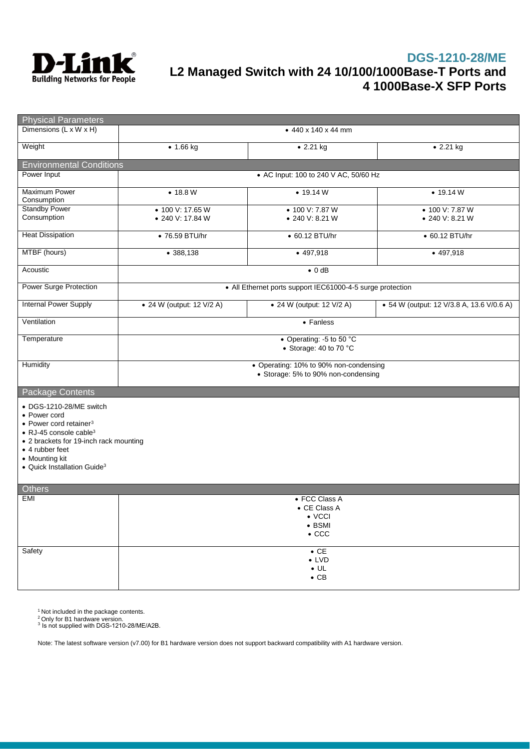## DGS-1210-28/ME

## L2 Managed Switch with 24 10/100/1000Base-T Ports and 4 1000Base-X SFP Ports

| Physical Parameters | | | |
|---|---|---|---|
| Dimensions (L x W x H) | • 440 x 140 x 44 mm | | |
| Weight | • 1.66 kg | • 2.21 kg | • 2.21 kg |
| **Environmental Conditions** | | | |
| Power Input | • AC Input: 100 to 240 V AC, 50/60 Hz | | |
| Maximum Power Consumption | • 18.8 W | • 19.14 W | • 19.14 W |
| Standby Power Consumption | • 100 V: 17.65 W<br>• 240 V: 17.84 W | • 100 V: 7.87 W<br>• 240 V: 8.21 W | • 100 V: 7.87 W<br>• 240 V: 8.21 W |
| Heat Dissipation | • 76.59 BTU/hr | • 60.12 BTU/hr | • 60.12 BTU/hr |
| MTBF (hours) | • 388,138 | • 497,918 | • 497,918 |
| Acoustic | • 0 dB | | |
| Power Surge Protection | • All Ethernet ports support IEC61000-4-5 surge protection | | |
| Internal Power Supply | • 24 W (output: 12 V/2 A) | • 24 W (output: 12 V/2 A) | • 54 W (output: 12 V/3.8 A, 13.6 V/0.6 A) |
| Ventilation | • Fanless | | |
| Temperature | • Operating: -5 to 50 °C<br>• Storage: 40 to 70 °C | | |
| Humidity | • Operating: 10% to 90% non-condensing<br>• Storage: 5% to 90% non-condensing | | |

### Package Contents

- DGS-1210-28/ME switch
- Power cord
- Power cord retainer[3]
- RJ-45 console cable[3]
- 2 brackets for 19-inch rack mounting
- 4 rubber feet
- Mounting kit
- Quick Installation Guide[3]

| Others | |
|---|---|
| EMI | • FCC Class A<br>• CE Class A<br>• VCCI<br>• BSMI<br>• CCC |
| Safety | • CE<br>• LVD<br>• UL<br>• CB |

[1] Not included in the package contents.
[2] Only for B1 hardware version.
[3] Is not supplied with DGS-1210-28/ME/A2B.

Note: The latest software version (v7.00) for B1 hardware version does not support backward compatibility with A1 hardware version.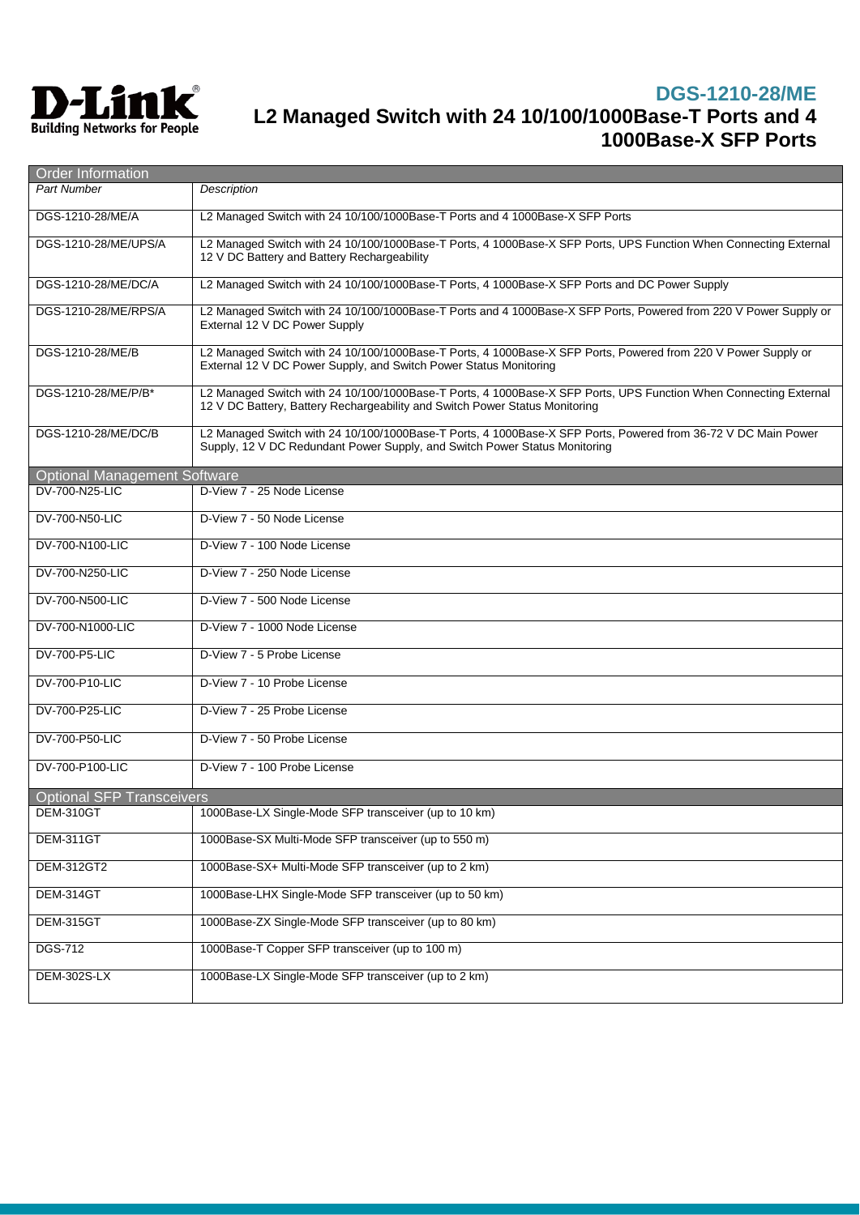# DGS-1210-28/ME

## L2 Managed Switch with 24 10/100/1000Base-T Ports and 4 1000Base-X SFP Ports

| Order Information | |
|---|---|
| *Part Number* | *Description* |
| DGS-1210-28/ME/A | L2 Managed Switch with 24 10/100/1000Base-T Ports and 4 1000Base-X SFP Ports |
| DGS-1210-28/ME/UPS/A | L2 Managed Switch with 24 10/100/1000Base-T Ports, 4 1000Base-X SFP Ports, UPS Function When Connecting External 12 V DC Battery and Battery Rechargeability |
| DGS-1210-28/ME/DC/A | L2 Managed Switch with 24 10/100/1000Base-T Ports, 4 1000Base-X SFP Ports and DC Power Supply |
| DGS-1210-28/ME/RPS/A | L2 Managed Switch with 24 10/100/1000Base-T Ports and 4 1000Base-X SFP Ports, Powered from 220 V Power Supply or External 12 V DC Power Supply |
| DGS-1210-28/ME/B | L2 Managed Switch with 24 10/100/1000Base-T Ports, 4 1000Base-X SFP Ports, Powered from 220 V Power Supply or External 12 V DC Power Supply, and Switch Power Status Monitoring |
| DGS-1210-28/ME/P/B* | L2 Managed Switch with 24 10/100/1000Base-T Ports, 4 1000Base-X SFP Ports, UPS Function When Connecting External 12 V DC Battery, Battery Rechargeability and Switch Power Status Monitoring |
| DGS-1210-28/ME/DC/B | L2 Managed Switch with 24 10/100/1000Base-T Ports, 4 1000Base-X SFP Ports, Powered from 36-72 V DC Main Power Supply, 12 V DC Redundant Power Supply, and Switch Power Status Monitoring |

| Optional Management Software | |
|---|---|
| DV-700-N25-LIC | D-View 7 - 25 Node License |
| DV-700-N50-LIC | D-View 7 - 50 Node License |
| DV-700-N100-LIC | D-View 7 - 100 Node License |
| DV-700-N250-LIC | D-View 7 - 250 Node License |
| DV-700-N500-LIC | D-View 7 - 500 Node License |
| DV-700-N1000-LIC | D-View 7 - 1000 Node License |
| DV-700-P5-LIC | D-View 7 - 5 Probe License |
| DV-700-P10-LIC | D-View 7 - 10 Probe License |
| DV-700-P25-LIC | D-View 7 - 25 Probe License |
| DV-700-P50-LIC | D-View 7 - 50 Probe License |
| DV-700-P100-LIC | D-View 7 - 100 Probe License |

| Optional SFP Transceivers | |
|---|---|
| DEM-310GT | 1000Base-LX Single-Mode SFP transceiver (up to 10 km) |
| DEM-311GT | 1000Base-SX Multi-Mode SFP transceiver (up to 550 m) |
| DEM-312GT2 | 1000Base-SX+ Multi-Mode SFP transceiver (up to 2 km) |
| DEM-314GT | 1000Base-LHX Single-Mode SFP transceiver (up to 50 km) |
| DEM-315GT | 1000Base-ZX Single-Mode SFP transceiver (up to 80 km) |
| DGS-712 | 1000Base-T Copper SFP transceiver (up to 100 m) |
| DEM-302S-LX | 1000Base-LX Single-Mode SFP transceiver (up to 2 km) |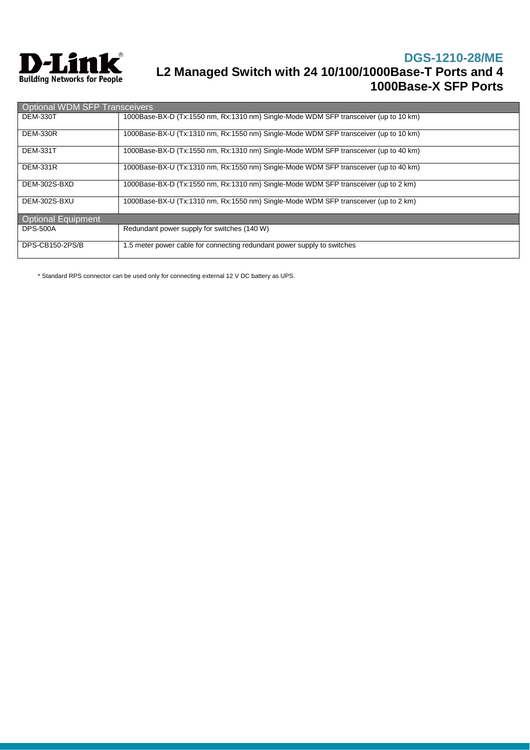| Optional WDM SFP Transceivers | |
|---|---|
| DEM-330T | 1000Base-BX-D (Tx:1550 nm, Rx:1310 nm) Single-Mode WDM SFP transceiver (up to 10 km) |
| DEM-330R | 1000Base-BX-U (Tx:1310 nm, Rx:1550 nm) Single-Mode WDM SFP transceiver (up to 10 km) |
| DEM-331T | 1000Base-BX-D (Tx:1550 nm, Rx:1310 nm) Single-Mode WDM SFP transceiver (up to 40 km) |
| DEM-331R | 1000Base-BX-U (Tx:1310 nm, Rx:1550 nm) Single-Mode WDM SFP transceiver (up to 40 km) |
| DEM-302S-BXD | 1000Base-BX-D (Tx:1550 nm, Rx:1310 nm) Single-Mode WDM SFP transceiver (up to 2 km) |
| DEM-302S-BXU | 1000Base-BX-U (Tx:1310 nm, Rx:1550 nm) Single-Mode WDM SFP transceiver (up to 2 km) |
| **Optional Equipment** | |
| DPS-500A | Redundant power supply for switches (140 W) |
| DPS-CB150-2PS/B | 1.5 meter power cable for connecting redundant power supply to switches |

* Standard RPS connector can be used only for connecting external 12 V DC battery as UPS.